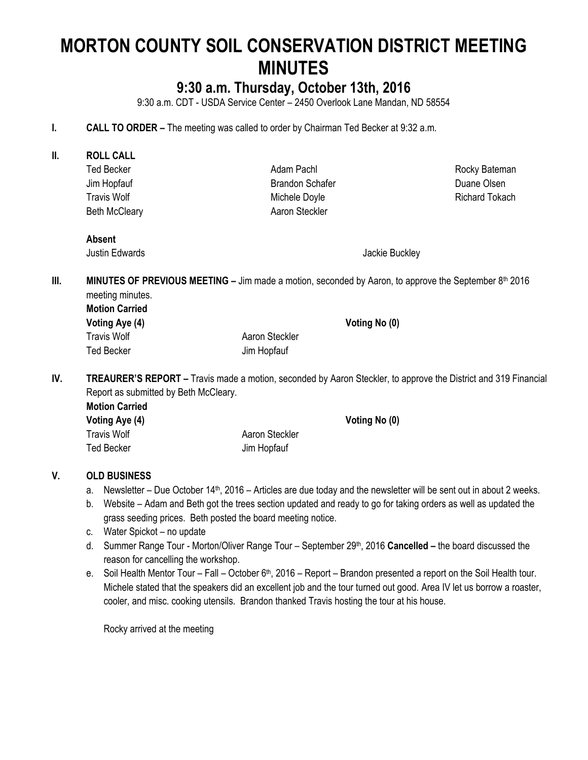# MORTON COUNTY SOIL CONSERVATION DISTRICT MEETING MINUTES

## 9:30 a.m. Thursday, October 13th, 2016

9:30 a.m. CDT - USDA Service Center – 2450 Overlook Lane Mandan, ND 58554

**I. CALL TO ORDER –** The meeting was called to order by Chairman Ted Becker at 9:32 a.m.

**II. ROLL CALL**

| | | |
|---|---|---|
| Ted Becker | Adam Pachl | Rocky Bateman |
| Jim Hopfauf | Brandon Schafer | Duane Olsen |
| Travis Wolf | Michele Doyle | Richard Tokach |
| Beth McCleary | Aaron Steckler | |

**Absent**

Justin Edwards

Jackie Buckley

**III. MINUTES OF PREVIOUS MEETING –** Jim made a motion, seconded by Aaron, to approve the September 8th 2016 meeting minutes.

**Motion Carried**

**Voting Aye (4)**

Travis Wolf

Aaron Steckler

Ted Becker

Jim Hopfauf

**Voting No (0)**

**IV. TREAURER'S REPORT –** Travis made a motion, seconded by Aaron Steckler, to approve the District and 319 Financial Report as submitted by Beth McCleary.

**Motion Carried**

**Voting Aye (4)**

Travis Wolf

Aaron Steckler

Ted Becker

Jim Hopfauf

**Voting No (0)**

**V. OLD BUSINESS**

a. Newsletter – Due October 14th, 2016 – Articles are due today and the newsletter will be sent out in about 2 weeks.

b. Website – Adam and Beth got the trees section updated and ready to go for taking orders as well as updated the grass seeding prices. Beth posted the board meeting notice.

c. Water Spickot – no update

d. Summer Range Tour - Morton/Oliver Range Tour – September 29th, 2016 **Cancelled –** the board discussed the reason for cancelling the workshop.

e. Soil Health Mentor Tour – Fall – October 6th, 2016 – Report – Brandon presented a report on the Soil Health tour. Michele stated that the speakers did an excellent job and the tour turned out good. Area IV let us borrow a roaster, cooler, and misc. cooking utensils. Brandon thanked Travis hosting the tour at his house.

Rocky arrived at the meeting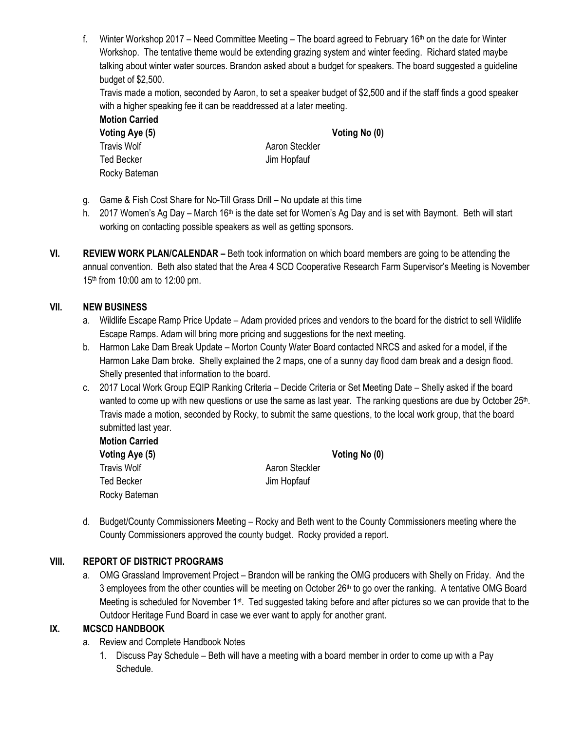f. Winter Workshop 2017 – Need Committee Meeting – The board agreed to February 16th on the date for Winter Workshop. The tentative theme would be extending grazing system and winter feeding. Richard stated maybe talking about winter water sources. Brandon asked about a budget for speakers. The board suggested a guideline budget of $2,500.

   Travis made a motion, seconded by Aaron, to set a speaker budget of $2,500 and if the staff finds a good speaker with a higher speaking fee it can be readdressed at a later meeting.

   **Motion Carried**

   | **Voting Aye (5)** | | **Voting No (0)** |
   |---|---|---|
   | Travis Wolf | Aaron Steckler | |
   | Ted Becker | Jim Hopfauf | |
   | Rocky Bateman | | |

g. Game & Fish Cost Share for No-Till Grass Drill – No update at this time

h. 2017 Women's Ag Day – March 16th is the date set for Women's Ag Day and is set with Baymont. Beth will start working on contacting possible speakers as well as getting sponsors.

**VI. REVIEW WORK PLAN/CALENDAR –** Beth took information on which board members are going to be attending the annual convention. Beth also stated that the Area 4 SCD Cooperative Research Farm Supervisor's Meeting is November 15th from 10:00 am to 12:00 pm.

**VII. NEW BUSINESS**

a. Wildlife Escape Ramp Price Update – Adam provided prices and vendors to the board for the district to sell Wildlife Escape Ramps. Adam will bring more pricing and suggestions for the next meeting.

b. Harmon Lake Dam Break Update – Morton County Water Board contacted NRCS and asked for a model, if the Harmon Lake Dam broke. Shelly explained the 2 maps, one of a sunny day flood dam break and a design flood. Shelly presented that information to the board.

c. 2017 Local Work Group EQIP Ranking Criteria – Decide Criteria or Set Meeting Date – Shelly asked if the board wanted to come up with new questions or use the same as last year. The ranking questions are due by October 25th. Travis made a motion, seconded by Rocky, to submit the same questions, to the local work group, that the board submitted last year.

   **Motion Carried**

   | **Voting Aye (5)** | | **Voting No (0)** |
   |---|---|---|
   | Travis Wolf | Aaron Steckler | |
   | Ted Becker | Jim Hopfauf | |
   | Rocky Bateman | | |

d. Budget/County Commissioners Meeting – Rocky and Beth went to the County Commissioners meeting where the County Commissioners approved the county budget. Rocky provided a report.

**VIII. REPORT OF DISTRICT PROGRAMS**

a. OMG Grassland Improvement Project – Brandon will be ranking the OMG producers with Shelly on Friday. And the 3 employees from the other counties will be meeting on October 26th to go over the ranking. A tentative OMG Board Meeting is scheduled for November 1st. Ted suggested taking before and after pictures so we can provide that to the Outdoor Heritage Fund Board in case we ever want to apply for another grant.

**IX. MCSCD HANDBOOK**

a. Review and Complete Handbook Notes

   1. Discuss Pay Schedule – Beth will have a meeting with a board member in order to come up with a Pay Schedule.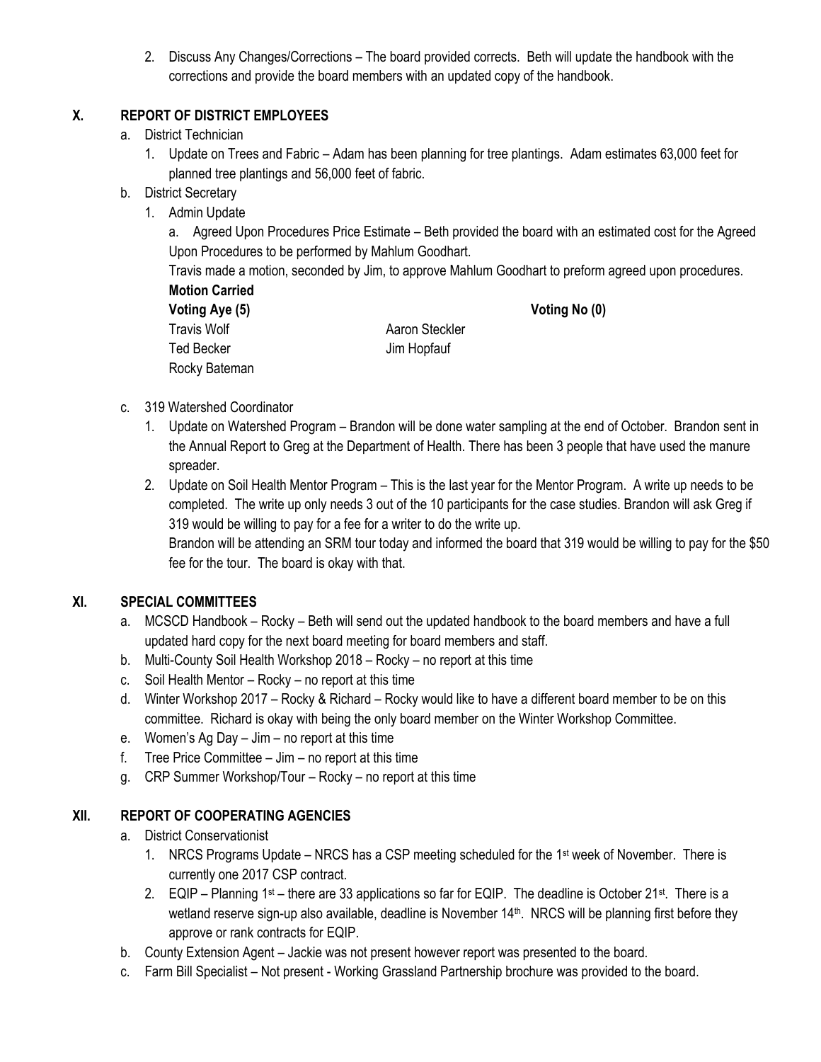2. Discuss Any Changes/Corrections – The board provided corrects. Beth will update the handbook with the corrections and provide the board members with an updated copy of the handbook.

## X. REPORT OF DISTRICT EMPLOYEES

a. District Technician
   1. Update on Trees and Fabric – Adam has been planning for tree plantings. Adam estimates 63,000 feet for planned tree plantings and 56,000 feet of fabric.

b. District Secretary
   1. Admin Update
      a. Agreed Upon Procedures Price Estimate – Beth provided the board with an estimated cost for the Agreed Upon Procedures to be performed by Mahlum Goodhart.
      Travis made a motion, seconded by Jim, to approve Mahlum Goodhart to preform agreed upon procedures.
      **Motion Carried**

| **Voting Aye (5)** | | **Voting No (0)** |
|---|---|---|
| Travis Wolf | Aaron Steckler | |
| Ted Becker | Jim Hopfauf | |
| Rocky Bateman | | |

c. 319 Watershed Coordinator
   1. Update on Watershed Program – Brandon will be done water sampling at the end of October. Brandon sent in the Annual Report to Greg at the Department of Health. There has been 3 people that have used the manure spreader.
   2. Update on Soil Health Mentor Program – This is the last year for the Mentor Program. A write up needs to be completed. The write up only needs 3 out of the 10 participants for the case studies. Brandon will ask Greg if 319 would be willing to pay for a fee for a writer to do the write up.
      Brandon will be attending an SRM tour today and informed the board that 319 would be willing to pay for the $50 fee for the tour. The board is okay with that.

## XI. SPECIAL COMMITTEES

a. MCSCD Handbook – Rocky – Beth will send out the updated handbook to the board members and have a full updated hard copy for the next board meeting for board members and staff.
b. Multi-County Soil Health Workshop 2018 – Rocky – no report at this time
c. Soil Health Mentor – Rocky – no report at this time
d. Winter Workshop 2017 – Rocky & Richard – Rocky would like to have a different board member to be on this committee. Richard is okay with being the only board member on the Winter Workshop Committee.
e. Women's Ag Day – Jim – no report at this time
f. Tree Price Committee – Jim – no report at this time
g. CRP Summer Workshop/Tour – Rocky – no report at this time

## XII. REPORT OF COOPERATING AGENCIES

a. District Conservationist
   1. NRCS Programs Update – NRCS has a CSP meeting scheduled for the 1st week of November. There is currently one 2017 CSP contract.
   2. EQIP – Planning 1st – there are 33 applications so far for EQIP. The deadline is October 21st. There is a wetland reserve sign-up also available, deadline is November 14th. NRCS will be planning first before they approve or rank contracts for EQIP.

b. County Extension Agent – Jackie was not present however report was presented to the board.
c. Farm Bill Specialist – Not present - Working Grassland Partnership brochure was provided to the board.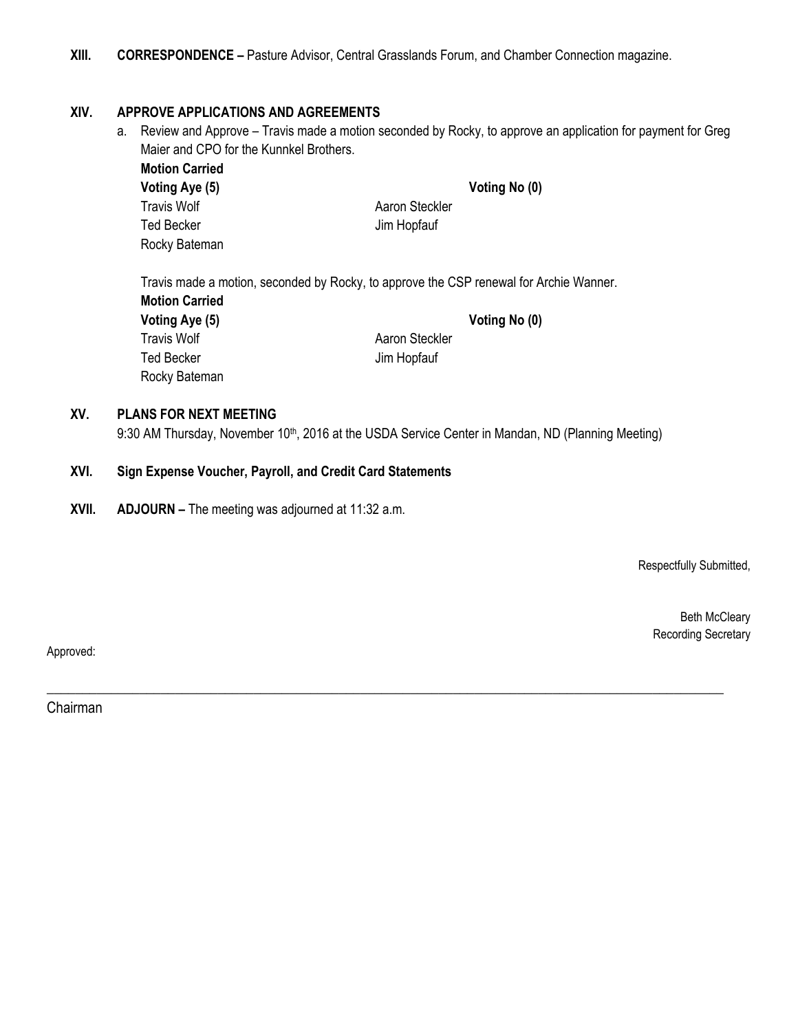**XIII. CORRESPONDENCE –** Pasture Advisor, Central Grasslands Forum, and Chamber Connection magazine.

**XIV. APPROVE APPLICATIONS AND AGREEMENTS**

a. Review and Approve – Travis made a motion seconded by Rocky, to approve an application for payment for Greg Maier and CPO for the Kunnkel Brothers.

**Motion Carried**

| **Voting Aye (5)** | | **Voting No (0)** |
|---|---|---|
| Travis Wolf | Aaron Steckler | |
| Ted Becker | Jim Hopfauf | |
| Rocky Bateman | | |

Travis made a motion, seconded by Rocky, to approve the CSP renewal for Archie Wanner.

**Motion Carried**

| **Voting Aye (5)** | | **Voting No (0)** |
|---|---|---|
| Travis Wolf | Aaron Steckler | |
| Ted Becker | Jim Hopfauf | |
| Rocky Bateman | | |

**XV. PLANS FOR NEXT MEETING**

9:30 AM Thursday, November 10th, 2016 at the USDA Service Center in Mandan, ND (Planning Meeting)

**XVI. Sign Expense Voucher, Payroll, and Credit Card Statements**

**XVII. ADJOURN –** The meeting was adjourned at 11:32 a.m.

Respectfully Submitted,

Beth McCleary
Recording Secretary

Approved:

______________________________________________

Chairman